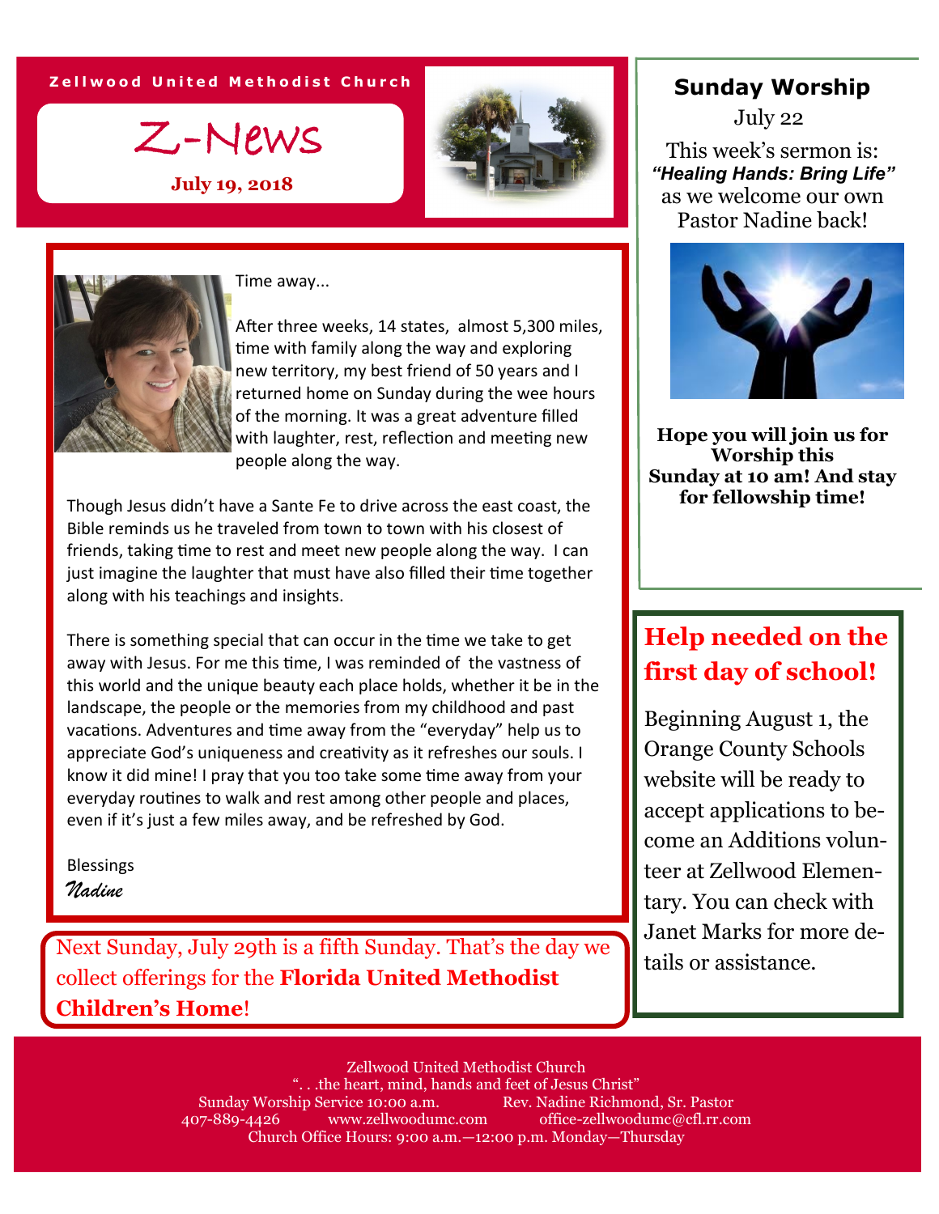Zellwood United Methodist Church

# Z-News

**July 19, 2018**

Time away...

After three weeks, 14 states, almost 5,300 miles, time with family along the way and exploring new territory, my best friend of 50 years and I returned home on Sunday during the wee hours of the morning. It was a great adventure filled with laughter, rest, reflection and meeting new people along the way.

Though Jesus didn't have a Sante Fe to drive across the east coast, the Bible reminds us he traveled from town to town with his closest of friends, taking time to rest and meet new people along the way. I can just imagine the laughter that must have also filled their time together along with his teachings and insights.

There is something special that can occur in the time we take to get away with Jesus. For me this time, I was reminded of the vastness of this world and the unique beauty each place holds, whether it be in the landscape, the people or the memories from my childhood and past vacations. Adventures and time away from the "everyday" help us to appreciate God's uniqueness and creativity as it refreshes our souls. I know it did mine! I pray that you too take some time away from your everyday routines to walk and rest among other people and places, even if it's just a few miles away, and be refreshed by God.

Blessings
*Nadine*

Next Sunday, July 29th is a fifth Sunday. That's the day we collect offerings for the **Florida United Methodist Children's Home**!

## Sunday Worship

July 22

This week's sermon is:
***"Healing Hands: Bring Life"***
as we welcome our own Pastor Nadine back!

**Hope you will join us for Worship this Sunday at 10 am! And stay for fellowship time!**

## Help needed on the first day of school!

Beginning August 1, the Orange County Schools website will be ready to accept applications to become an Additions volunteer at Zellwood Elementary. You can check with Janet Marks for more details or assistance.

Zellwood United Methodist Church
". . .the heart, mind, hands and feet of Jesus Christ"
Sunday Worship Service 10:00 a.m. Rev. Nadine Richmond, Sr. Pastor
407-889-4426 www.zellwoodumc.com office-zellwoodumc@cfl.rr.com
Church Office Hours: 9:00 a.m.—12:00 p.m. Monday—Thursday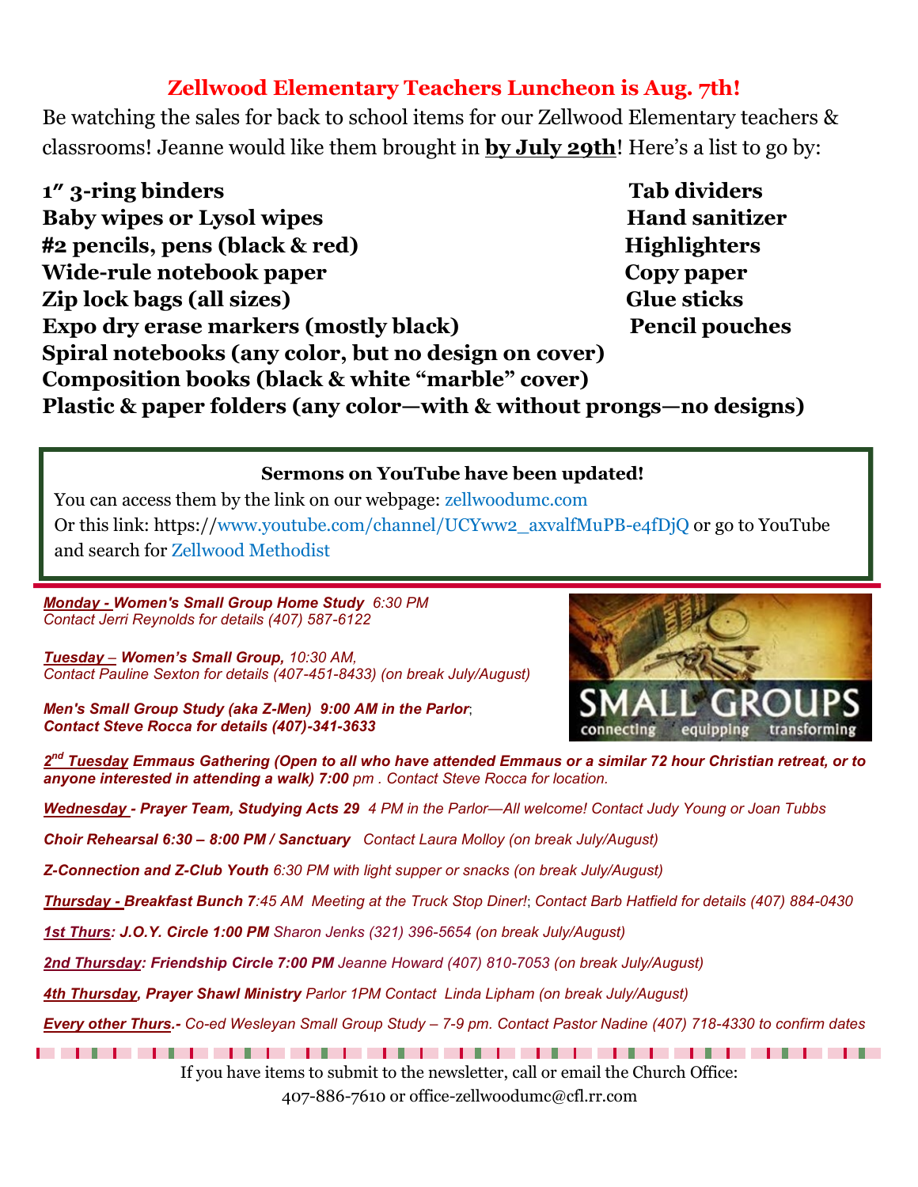## Zellwood Elementary Teachers Luncheon is Aug. 7th!

Be watching the sales for back to school items for our Zellwood Elementary teachers & classrooms! Jeanne would like them brought in **by July 29th**! Here's a list to go by:

- **1″ 3-ring binders**
- **Tab dividers**
- **Baby wipes or Lysol wipes**
- **Hand sanitizer**
- **#2 pencils, pens (black & red)**
- **Highlighters**
- **Wide-rule notebook paper**
- **Copy paper**
- **Zip lock bags (all sizes)**
- **Glue sticks**
- **Expo dry erase markers (mostly black)**
- **Pencil pouches**
- **Spiral notebooks (any color, but no design on cover)**
- **Composition books (black & white "marble" cover)**
- **Plastic & paper folders (any color—with & without prongs—no designs)**

---

**Sermons on YouTube have been updated!**

You can access them by the link on our webpage: zellwoodumc.com
Or this link: https://www.youtube.com/channel/UCYww2_axvalfMuPB-e4fDjQ or go to YouTube and search for Zellwood Methodist

---

***Monday* - Women's Small Group Home Study** *6:30 PM*
*Contact Jerri Reynolds for details (407) 587-6122*

***Tuesday* – Women's Small Group,** *10:30 AM,*
*Contact Pauline Sexton for details (407-451-8433) (on break July/August)*

***Men's Small Group Study (aka Z-Men) 9:00 AM in the Parlor*;**
***Contact Steve Rocca for details (407)-341-3633***

SMALL GROUPS
connecting equipping transforming

***2nd Tuesday* Emmaus Gathering (Open to all who have attended Emmaus or a similar 72 hour Christian retreat, or to anyone interested in attending a walk) 7:00** *pm . Contact Steve Rocca for location.*

***Wednesday* - Prayer Team, Studying Acts 29** *4 PM in the Parlor—All welcome! Contact Judy Young or Joan Tubbs*

***Choir Rehearsal 6:30 – 8:00 PM / Sanctuary*** *Contact Laura Molloy (on break July/August)*

***Z-Connection and Z-Club Youth*** *6:30 PM with light supper or snacks (on break July/August)*

***Thursday* - Breakfast Bunch 7***:45 AM Meeting at the Truck Stop Diner!; Contact Barb Hatfield for details (407) 884-0430*

***1st Thurs*: J.O.Y. Circle 1:00 PM** *Sharon Jenks (321) 396-5654 (on break July/August)*

***2nd Thursday*: Friendship Circle 7:00 PM** *Jeanne Howard (407) 810-7053 (on break July/August)*

***4th Thursday*, Prayer Shawl Ministry** *Parlor 1PM Contact Linda Lipham (on break July/August)*

***Every other Thurs*.-** *Co-ed Wesleyan Small Group Study – 7-9 pm. Contact Pastor Nadine (407) 718-4330 to confirm dates*

---

If you have items to submit to the newsletter, call or email the Church Office:
407-886-7610 or office-zellwoodumc@cfl.rr.com